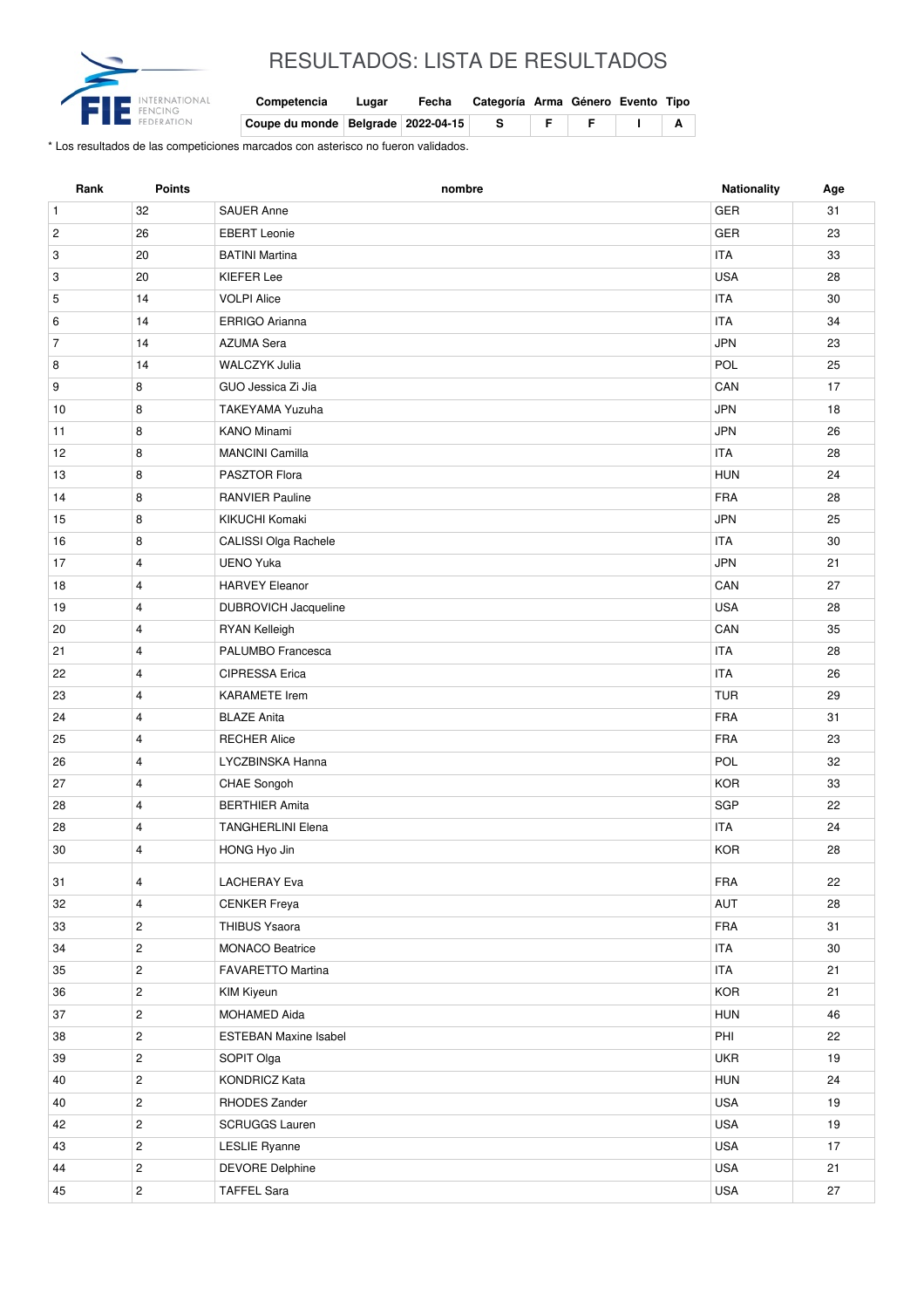# RESULTADOS: LISTA DE RESULTADOS

| Competencia | Lugar | Fecha | Categoría | Arma | Género | Evento | Tipo |
|---|---|---|---|---|---|---|---|
| Coupe du monde | Belgrade | 2022-04-15 | S | F | F | I | A |

* Los resultados de las competiciones marcados con asterisco no fueron validados.

| Rank | Points | nombre | Nationality | Age |
|---|---|---|---|---|
| 1 | 32 | SAUER Anne | GER | 31 |
| 2 | 26 | EBERT Leonie | GER | 23 |
| 3 | 20 | BATINI Martina | ITA | 33 |
| 3 | 20 | KIEFER Lee | USA | 28 |
| 5 | 14 | VOLPI Alice | ITA | 30 |
| 6 | 14 | ERRIGO Arianna | ITA | 34 |
| 7 | 14 | AZUMA Sera | JPN | 23 |
| 8 | 14 | WALCZYK Julia | POL | 25 |
| 9 | 8 | GUO Jessica Zi Jia | CAN | 17 |
| 10 | 8 | TAKEYAMA Yuzuha | JPN | 18 |
| 11 | 8 | KANO Minami | JPN | 26 |
| 12 | 8 | MANCINI Camilla | ITA | 28 |
| 13 | 8 | PASZTOR Flora | HUN | 24 |
| 14 | 8 | RANVIER Pauline | FRA | 28 |
| 15 | 8 | KIKUCHI Komaki | JPN | 25 |
| 16 | 8 | CALISSI Olga Rachele | ITA | 30 |
| 17 | 4 | UENO Yuka | JPN | 21 |
| 18 | 4 | HARVEY Eleanor | CAN | 27 |
| 19 | 4 | DUBROVICH Jacqueline | USA | 28 |
| 20 | 4 | RYAN Kelleigh | CAN | 35 |
| 21 | 4 | PALUMBO Francesca | ITA | 28 |
| 22 | 4 | CIPRESSA Erica | ITA | 26 |
| 23 | 4 | KARAMETE Irem | TUR | 29 |
| 24 | 4 | BLAZE Anita | FRA | 31 |
| 25 | 4 | RECHER Alice | FRA | 23 |
| 26 | 4 | LYCZBINSKA Hanna | POL | 32 |
| 27 | 4 | CHAE Songoh | KOR | 33 |
| 28 | 4 | BERTHIER Amita | SGP | 22 |
| 28 | 4 | TANGHERLINI Elena | ITA | 24 |
| 30 | 4 | HONG Hyo Jin | KOR | 28 |
| 31 | 4 | LACHERAY Eva | FRA | 22 |
| 32 | 4 | CENKER Freya | AUT | 28 |
| 33 | 2 | THIBUS Ysaora | FRA | 31 |
| 34 | 2 | MONACO Beatrice | ITA | 30 |
| 35 | 2 | FAVARETTO Martina | ITA | 21 |
| 36 | 2 | KIM Kiyeun | KOR | 21 |
| 37 | 2 | MOHAMED Aida | HUN | 46 |
| 38 | 2 | ESTEBAN Maxine Isabel | PHI | 22 |
| 39 | 2 | SOPIT Olga | UKR | 19 |
| 40 | 2 | KONDRICZ Kata | HUN | 24 |
| 40 | 2 | RHODES Zander | USA | 19 |
| 42 | 2 | SCRUGGS Lauren | USA | 19 |
| 43 | 2 | LESLIE Ryanne | USA | 17 |
| 44 | 2 | DEVORE Delphine | USA | 21 |
| 45 | 2 | TAFFEL Sara | USA | 27 |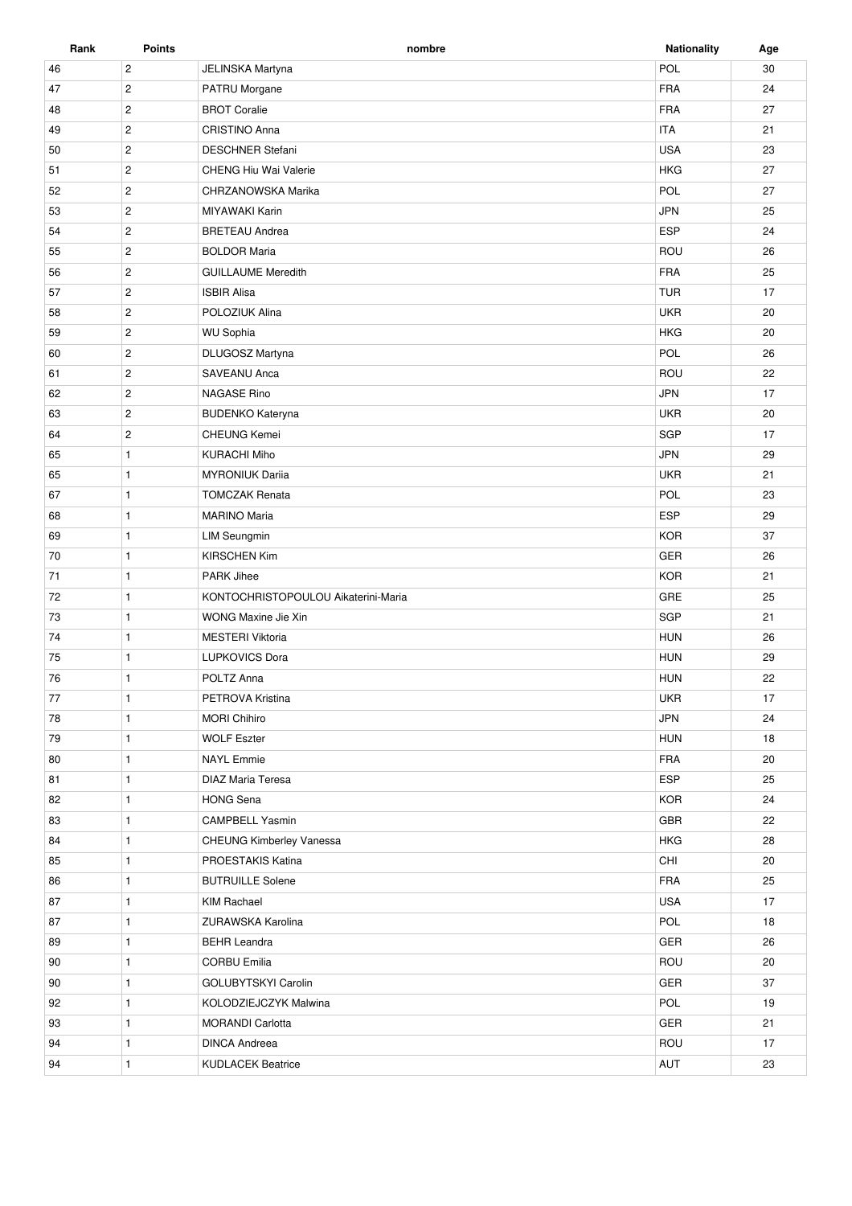| Rank | Points | nombre | Nationality | Age |
|---|---|---|---|---|
| 46 | 2 | JELINSKA Martyna | POL | 30 |
| 47 | 2 | PATRU Morgane | FRA | 24 |
| 48 | 2 | BROT Coralie | FRA | 27 |
| 49 | 2 | CRISTINO Anna | ITA | 21 |
| 50 | 2 | DESCHNER Stefani | USA | 23 |
| 51 | 2 | CHENG Hiu Wai Valerie | HKG | 27 |
| 52 | 2 | CHRZANOWSKA Marika | POL | 27 |
| 53 | 2 | MIYAWAKI Karin | JPN | 25 |
| 54 | 2 | BRETEAU Andrea | ESP | 24 |
| 55 | 2 | BOLDOR Maria | ROU | 26 |
| 56 | 2 | GUILLAUME Meredith | FRA | 25 |
| 57 | 2 | ISBIR Alisa | TUR | 17 |
| 58 | 2 | POLOZIUK Alina | UKR | 20 |
| 59 | 2 | WU Sophia | HKG | 20 |
| 60 | 2 | DLUGOSZ Martyna | POL | 26 |
| 61 | 2 | SAVEANU Anca | ROU | 22 |
| 62 | 2 | NAGASE Rino | JPN | 17 |
| 63 | 2 | BUDENKO Kateryna | UKR | 20 |
| 64 | 2 | CHEUNG Kemei | SGP | 17 |
| 65 | 1 | KURACHI Miho | JPN | 29 |
| 65 | 1 | MYRONIUK Dariia | UKR | 21 |
| 67 | 1 | TOMCZAK Renata | POL | 23 |
| 68 | 1 | MARINO Maria | ESP | 29 |
| 69 | 1 | LIM Seungmin | KOR | 37 |
| 70 | 1 | KIRSCHEN Kim | GER | 26 |
| 71 | 1 | PARK Jihee | KOR | 21 |
| 72 | 1 | KONTOCHRISTOPOULOU Aikaterini-Maria | GRE | 25 |
| 73 | 1 | WONG Maxine Jie Xin | SGP | 21 |
| 74 | 1 | MESTERI Viktoria | HUN | 26 |
| 75 | 1 | LUPKOVICS Dora | HUN | 29 |
| 76 | 1 | POLTZ Anna | HUN | 22 |
| 77 | 1 | PETROVA Kristina | UKR | 17 |
| 78 | 1 | MORI Chihiro | JPN | 24 |
| 79 | 1 | WOLF Eszter | HUN | 18 |
| 80 | 1 | NAYL Emmie | FRA | 20 |
| 81 | 1 | DIAZ Maria Teresa | ESP | 25 |
| 82 | 1 | HONG Sena | KOR | 24 |
| 83 | 1 | CAMPBELL Yasmin | GBR | 22 |
| 84 | 1 | CHEUNG Kimberley Vanessa | HKG | 28 |
| 85 | 1 | PROESTAKIS Katina | CHI | 20 |
| 86 | 1 | BUTRUILLE Solene | FRA | 25 |
| 87 | 1 | KIM Rachael | USA | 17 |
| 87 | 1 | ZURAWSKA Karolina | POL | 18 |
| 89 | 1 | BEHR Leandra | GER | 26 |
| 90 | 1 | CORBU Emilia | ROU | 20 |
| 90 | 1 | GOLUBYTSKYI Carolin | GER | 37 |
| 92 | 1 | KOLODZIEJCZYK Malwina | POL | 19 |
| 93 | 1 | MORANDI Carlotta | GER | 21 |
| 94 | 1 | DINCA Andreea | ROU | 17 |
| 94 | 1 | KUDLACEK Beatrice | AUT | 23 |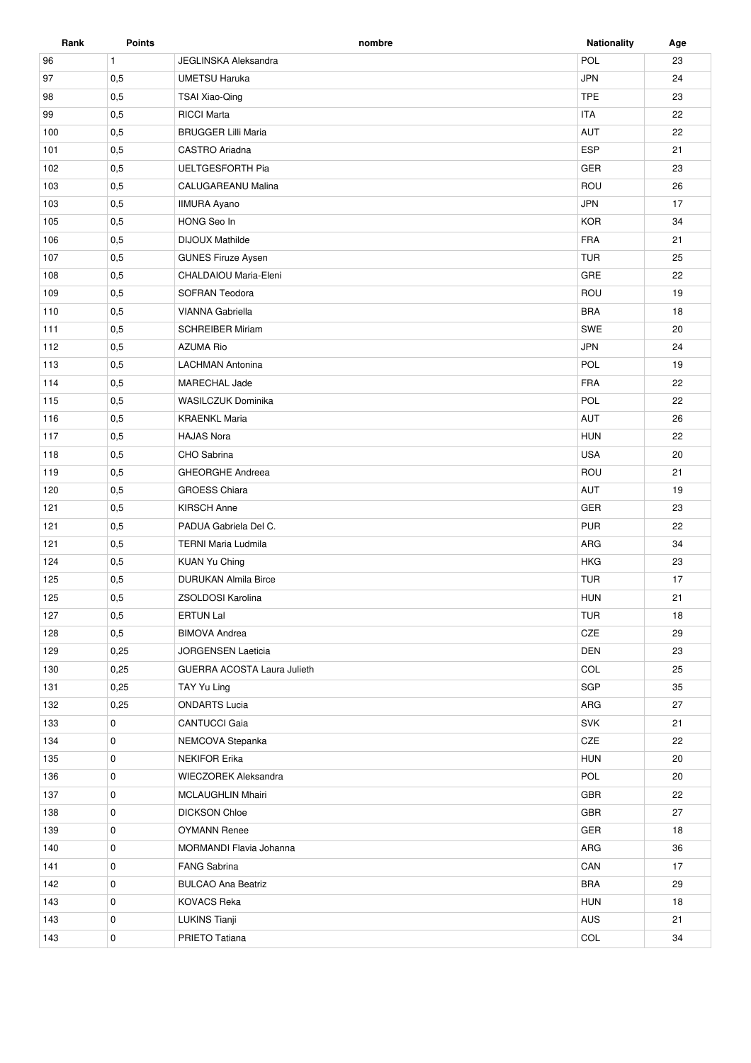| Rank | Points | nombre | Nationality | Age |
| --- | --- | --- | --- | --- |
| 96 | 1 | JEGLINSKA Aleksandra | POL | 23 |
| 97 | 0,5 | UMETSU Haruka | JPN | 24 |
| 98 | 0,5 | TSAI Xiao-Qing | TPE | 23 |
| 99 | 0,5 | RICCI Marta | ITA | 22 |
| 100 | 0,5 | BRUGGER Lilli Maria | AUT | 22 |
| 101 | 0,5 | CASTRO Ariadna | ESP | 21 |
| 102 | 0,5 | UELTGESFORTH Pia | GER | 23 |
| 103 | 0,5 | CALUGAREANU Malina | ROU | 26 |
| 103 | 0,5 | IIMURA Ayano | JPN | 17 |
| 105 | 0,5 | HONG Seo In | KOR | 34 |
| 106 | 0,5 | DIJOUX Mathilde | FRA | 21 |
| 107 | 0,5 | GUNES Firuze Aysen | TUR | 25 |
| 108 | 0,5 | CHALDAIOU Maria-Eleni | GRE | 22 |
| 109 | 0,5 | SOFRAN Teodora | ROU | 19 |
| 110 | 0,5 | VIANNA Gabriella | BRA | 18 |
| 111 | 0,5 | SCHREIBER Miriam | SWE | 20 |
| 112 | 0,5 | AZUMA Rio | JPN | 24 |
| 113 | 0,5 | LACHMAN Antonina | POL | 19 |
| 114 | 0,5 | MARECHAL Jade | FRA | 22 |
| 115 | 0,5 | WASILCZUK Dominika | POL | 22 |
| 116 | 0,5 | KRAENKL Maria | AUT | 26 |
| 117 | 0,5 | HAJAS Nora | HUN | 22 |
| 118 | 0,5 | CHO Sabrina | USA | 20 |
| 119 | 0,5 | GHEORGHE Andreea | ROU | 21 |
| 120 | 0,5 | GROESS Chiara | AUT | 19 |
| 121 | 0,5 | KIRSCH Anne | GER | 23 |
| 121 | 0,5 | PADUA Gabriela Del C. | PUR | 22 |
| 121 | 0,5 | TERNI Maria Ludmila | ARG | 34 |
| 124 | 0,5 | KUAN Yu Ching | HKG | 23 |
| 125 | 0,5 | DURUKAN Almila Birce | TUR | 17 |
| 125 | 0,5 | ZSOLDOSI Karolina | HUN | 21 |
| 127 | 0,5 | ERTUN Lal | TUR | 18 |
| 128 | 0,5 | BIMOVA Andrea | CZE | 29 |
| 129 | 0,25 | JORGENSEN Laeticia | DEN | 23 |
| 130 | 0,25 | GUERRA ACOSTA Laura Julieth | COL | 25 |
| 131 | 0,25 | TAY Yu Ling | SGP | 35 |
| 132 | 0,25 | ONDARTS Lucia | ARG | 27 |
| 133 | 0 | CANTUCCI Gaia | SVK | 21 |
| 134 | 0 | NEMCOVA Stepanka | CZE | 22 |
| 135 | 0 | NEKIFOR Erika | HUN | 20 |
| 136 | 0 | WIECZOREK Aleksandra | POL | 20 |
| 137 | 0 | MCLAUGHLIN Mhairi | GBR | 22 |
| 138 | 0 | DICKSON Chloe | GBR | 27 |
| 139 | 0 | OYMANN Renee | GER | 18 |
| 140 | 0 | MORMANDI Flavia Johanna | ARG | 36 |
| 141 | 0 | FANG Sabrina | CAN | 17 |
| 142 | 0 | BULCAO Ana Beatriz | BRA | 29 |
| 143 | 0 | KOVACS Reka | HUN | 18 |
| 143 | 0 | LUKINS Tianji | AUS | 21 |
| 143 | 0 | PRIETO Tatiana | COL | 34 |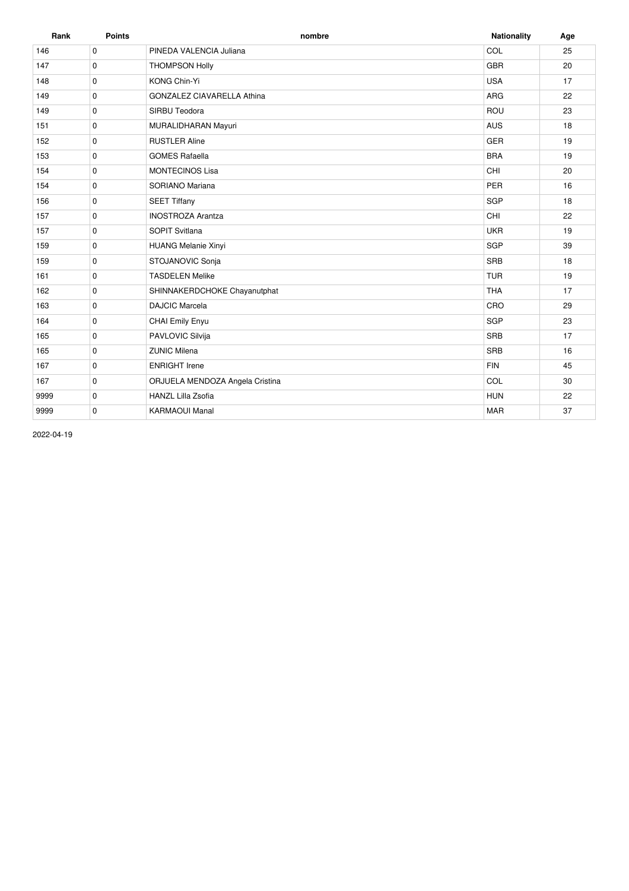| Rank | Points | nombre | Nationality | Age |
| --- | --- | --- | --- | --- |
| 146 | 0 | PINEDA VALENCIA Juliana | COL | 25 |
| 147 | 0 | THOMPSON Holly | GBR | 20 |
| 148 | 0 | KONG Chin-Yi | USA | 17 |
| 149 | 0 | GONZALEZ CIAVARELLA Athina | ARG | 22 |
| 149 | 0 | SIRBU Teodora | ROU | 23 |
| 151 | 0 | MURALIDHARAN Mayuri | AUS | 18 |
| 152 | 0 | RUSTLER Aline | GER | 19 |
| 153 | 0 | GOMES Rafaella | BRA | 19 |
| 154 | 0 | MONTECINOS Lisa | CHI | 20 |
| 154 | 0 | SORIANO Mariana | PER | 16 |
| 156 | 0 | SEET Tiffany | SGP | 18 |
| 157 | 0 | INOSTROZA Arantza | CHI | 22 |
| 157 | 0 | SOPIT Svitlana | UKR | 19 |
| 159 | 0 | HUANG Melanie Xinyi | SGP | 39 |
| 159 | 0 | STOJANOVIC Sonja | SRB | 18 |
| 161 | 0 | TASDELEN Melike | TUR | 19 |
| 162 | 0 | SHINNAKERDCHOKE Chayanutphat | THA | 17 |
| 163 | 0 | DAJCIC Marcela | CRO | 29 |
| 164 | 0 | CHAI Emily Enyu | SGP | 23 |
| 165 | 0 | PAVLOVIC Silvija | SRB | 17 |
| 165 | 0 | ZUNIC Milena | SRB | 16 |
| 167 | 0 | ENRIGHT Irene | FIN | 45 |
| 167 | 0 | ORJUELA MENDOZA Angela Cristina | COL | 30 |
| 9999 | 0 | HANZL Lilla Zsofia | HUN | 22 |
| 9999 | 0 | KARMAOUI Manal | MAR | 37 |

2022-04-19